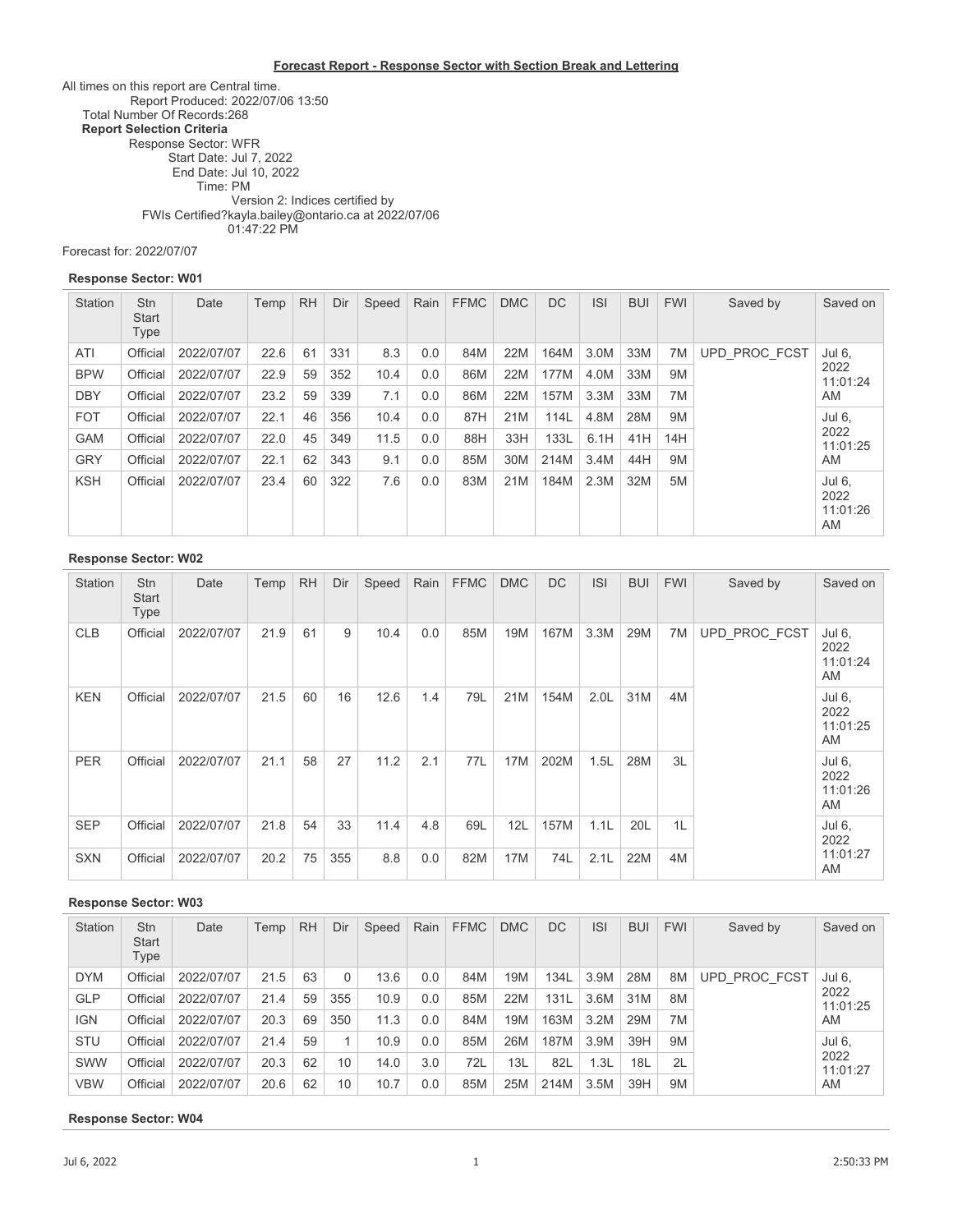## Forecast Report - Response Sector with Section Break and Lettering

All times on this report are Central time.
Report Produced: 2022/07/06 13:50
Total Number Of Records:268
**Report Selection Criteria**
Response Sector: WFR
Start Date: Jul 7, 2022
End Date: Jul 10, 2022
Time: PM
Version 2: Indices certified by
FWIs Certified?kayla.bailey@ontario.ca at 2022/07/06
01:47:22 PM

Forecast for: 2022/07/07

**Response Sector: W01**

| Station | Stn Start Type | Date | Temp | RH | Dir | Speed | Rain | FFMC | DMC | DC | ISI | BUI | FWI | Saved by | Saved on |
|---|---|---|---|---|---|---|---|---|---|---|---|---|---|---|---|
| ATI | Official | 2022/07/07 | 22.6 | 61 | 331 | 8.3 | 0.0 | 84M | 22M | 164M | 3.0M | 33M | 7M | UPD_PROC_FCST | Jul 6, 2022 11:01:24 AM |
| BPW | Official | 2022/07/07 | 22.9 | 59 | 352 | 10.4 | 0.0 | 86M | 22M | 177M | 4.0M | 33M | 9M | | |
| DBY | Official | 2022/07/07 | 23.2 | 59 | 339 | 7.1 | 0.0 | 86M | 22M | 157M | 3.3M | 33M | 7M | | |
| FOT | Official | 2022/07/07 | 22.1 | 46 | 356 | 10.4 | 0.0 | 87H | 21M | 114L | 4.8M | 28M | 9M | | Jul 6, 2022 11:01:25 AM |
| GAM | Official | 2022/07/07 | 22.0 | 45 | 349 | 11.5 | 0.0 | 88H | 33H | 133L | 6.1H | 41H | 14H | | |
| GRY | Official | 2022/07/07 | 22.1 | 62 | 343 | 9.1 | 0.0 | 85M | 30M | 214M | 3.4M | 44H | 9M | | |
| KSH | Official | 2022/07/07 | 23.4 | 60 | 322 | 7.6 | 0.0 | 83M | 21M | 184M | 2.3M | 32M | 5M | | Jul 6, 2022 11:01:26 AM |

**Response Sector: W02**

| Station | Stn Start Type | Date | Temp | RH | Dir | Speed | Rain | FFMC | DMC | DC | ISI | BUI | FWI | Saved by | Saved on |
|---|---|---|---|---|---|---|---|---|---|---|---|---|---|---|---|
| CLB | Official | 2022/07/07 | 21.9 | 61 | 9 | 10.4 | 0.0 | 85M | 19M | 167M | 3.3M | 29M | 7M | UPD_PROC_FCST | Jul 6, 2022 11:01:24 AM |
| KEN | Official | 2022/07/07 | 21.5 | 60 | 16 | 12.6 | 1.4 | 79L | 21M | 154M | 2.0L | 31M | 4M | | Jul 6, 2022 11:01:25 AM |
| PER | Official | 2022/07/07 | 21.1 | 58 | 27 | 11.2 | 2.1 | 77L | 17M | 202M | 1.5L | 28M | 3L | | Jul 6, 2022 11:01:26 AM |
| SEP | Official | 2022/07/07 | 21.8 | 54 | 33 | 11.4 | 4.8 | 69L | 12L | 157M | 1.1L | 20L | 1L | | Jul 6, 2022 11:01:27 AM |
| SXN | Official | 2022/07/07 | 20.2 | 75 | 355 | 8.8 | 0.0 | 82M | 17M | 74L | 2.1L | 22M | 4M | | |

**Response Sector: W03**

| Station | Stn Start Type | Date | Temp | RH | Dir | Speed | Rain | FFMC | DMC | DC | ISI | BUI | FWI | Saved by | Saved on |
|---|---|---|---|---|---|---|---|---|---|---|---|---|---|---|---|
| DYM | Official | 2022/07/07 | 21.5 | 63 | 0 | 13.6 | 0.0 | 84M | 19M | 134L | 3.9M | 28M | 8M | UPD_PROC_FCST | Jul 6, 2022 11:01:25 AM |
| GLP | Official | 2022/07/07 | 21.4 | 59 | 355 | 10.9 | 0.0 | 85M | 22M | 131L | 3.6M | 31M | 8M | | |
| IGN | Official | 2022/07/07 | 20.3 | 69 | 350 | 11.3 | 0.0 | 84M | 19M | 163M | 3.2M | 29M | 7M | | |
| STU | Official | 2022/07/07 | 21.4 | 59 | 1 | 10.9 | 0.0 | 85M | 26M | 187M | 3.9M | 39H | 9M | | Jul 6, 2022 11:01:27 AM |
| SWW | Official | 2022/07/07 | 20.3 | 62 | 10 | 14.0 | 3.0 | 72L | 13L | 82L | 1.3L | 18L | 2L | | |
| VBW | Official | 2022/07/07 | 20.6 | 62 | 10 | 10.7 | 0.0 | 85M | 25M | 214M | 3.5M | 39H | 9M | | |

**Response Sector: W04**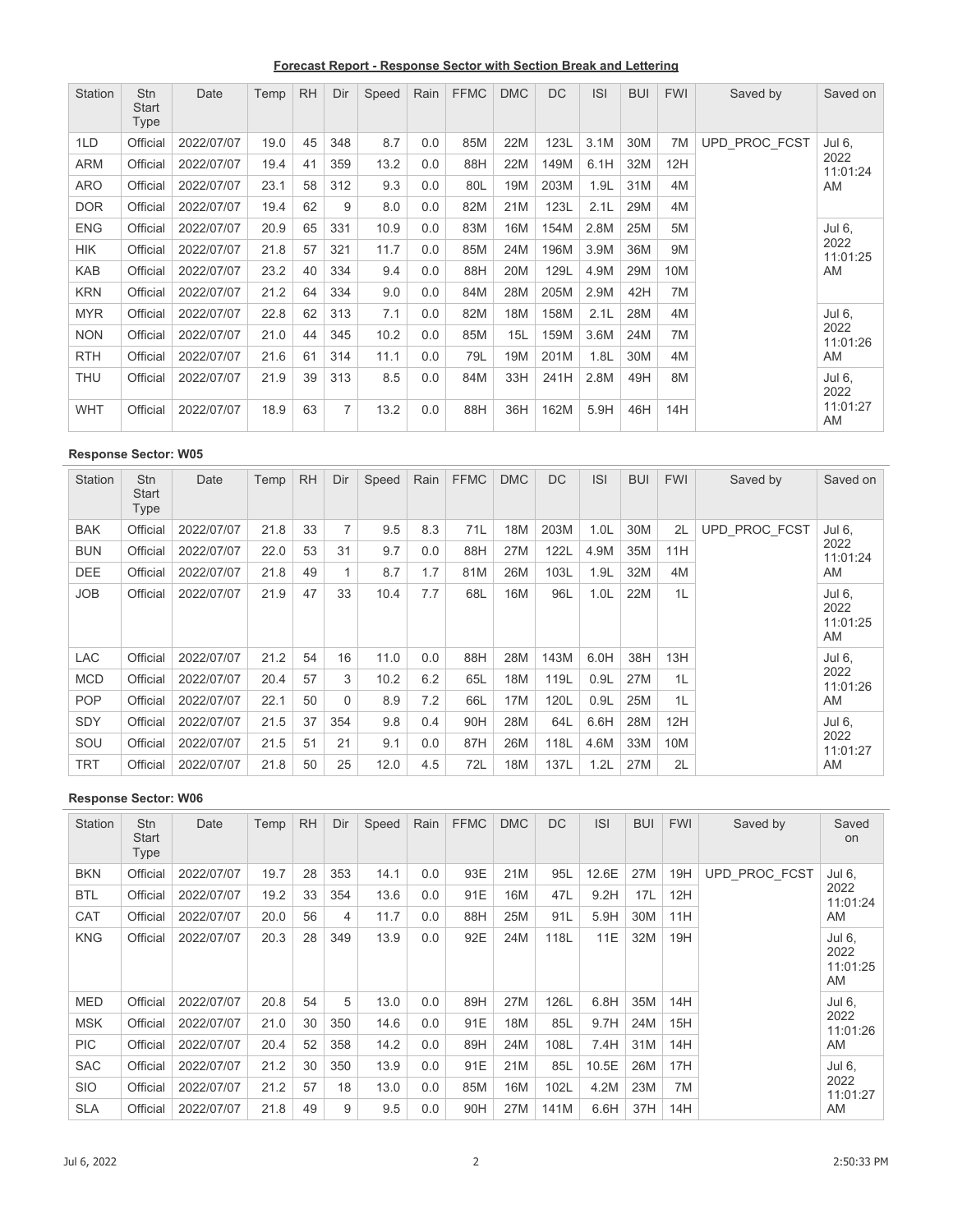**Forecast Report - Response Sector with Section Break and Lettering**

| Station | Stn Start Type | Date | Temp | RH | Dir | Speed | Rain | FFMC | DMC | DC | ISI | BUI | FWI | Saved by | Saved on |
|---|---|---|---|---|---|---|---|---|---|---|---|---|---|---|---|
| 1LD | Official | 2022/07/07 | 19.0 | 45 | 348 | 8.7 | 0.0 | 85M | 22M | 123L | 3.1M | 30M | 7M | UPD_PROC_FCST | Jul 6, 2022 11:01:24 AM |
| ARM | Official | 2022/07/07 | 19.4 | 41 | 359 | 13.2 | 0.0 | 88H | 22M | 149M | 6.1H | 32M | 12H | | |
| ARO | Official | 2022/07/07 | 23.1 | 58 | 312 | 9.3 | 0.0 | 80L | 19M | 203M | 1.9L | 31M | 4M | | |
| DOR | Official | 2022/07/07 | 19.4 | 62 | 9 | 8.0 | 0.0 | 82M | 21M | 123L | 2.1L | 29M | 4M | | |
| ENG | Official | 2022/07/07 | 20.9 | 65 | 331 | 10.9 | 0.0 | 83M | 16M | 154M | 2.8M | 25M | 5M | | Jul 6, 2022 11:01:25 AM |
| HIK | Official | 2022/07/07 | 21.8 | 57 | 321 | 11.7 | 0.0 | 85M | 24M | 196M | 3.9M | 36M | 9M | | |
| KAB | Official | 2022/07/07 | 23.2 | 40 | 334 | 9.4 | 0.0 | 88H | 20M | 129L | 4.9M | 29M | 10M | | |
| KRN | Official | 2022/07/07 | 21.2 | 64 | 334 | 9.0 | 0.0 | 84M | 28M | 205M | 2.9M | 42H | 7M | | |
| MYR | Official | 2022/07/07 | 22.8 | 62 | 313 | 7.1 | 0.0 | 82M | 18M | 158M | 2.1L | 28M | 4M | | Jul 6, 2022 11:01:26 AM |
| NON | Official | 2022/07/07 | 21.0 | 44 | 345 | 10.2 | 0.0 | 85M | 15L | 159M | 3.6M | 24M | 7M | | |
| RTH | Official | 2022/07/07 | 21.6 | 61 | 314 | 11.1 | 0.0 | 79L | 19M | 201M | 1.8L | 30M | 4M | | |
| THU | Official | 2022/07/07 | 21.9 | 39 | 313 | 8.5 | 0.0 | 84M | 33H | 241H | 2.8M | 49H | 8M | | Jul 6, 2022 11:01:27 AM |
| WHT | Official | 2022/07/07 | 18.9 | 63 | 7 | 13.2 | 0.0 | 88H | 36H | 162M | 5.9H | 46H | 14H | | |

**Response Sector: W05**

| Station | Stn Start Type | Date | Temp | RH | Dir | Speed | Rain | FFMC | DMC | DC | ISI | BUI | FWI | Saved by | Saved on |
|---|---|---|---|---|---|---|---|---|---|---|---|---|---|---|---|
| BAK | Official | 2022/07/07 | 21.8 | 33 | 7 | 9.5 | 8.3 | 71L | 18M | 203M | 1.0L | 30M | 2L | UPD_PROC_FCST | Jul 6, 2022 11:01:24 AM |
| BUN | Official | 2022/07/07 | 22.0 | 53 | 31 | 9.7 | 0.0 | 88H | 27M | 122L | 4.9M | 35M | 11H | | |
| DEE | Official | 2022/07/07 | 21.8 | 49 | 1 | 8.7 | 1.7 | 81M | 26M | 103L | 1.9L | 32M | 4M | | |
| JOB | Official | 2022/07/07 | 21.9 | 47 | 33 | 10.4 | 7.7 | 68L | 16M | 96L | 1.0L | 22M | 1L | | Jul 6, 2022 11:01:25 AM |
| LAC | Official | 2022/07/07 | 21.2 | 54 | 16 | 11.0 | 0.0 | 88H | 28M | 143M | 6.0H | 38H | 13H | | Jul 6, 2022 11:01:26 AM |
| MCD | Official | 2022/07/07 | 20.4 | 57 | 3 | 10.2 | 6.2 | 65L | 18M | 119L | 0.9L | 27M | 1L | | |
| POP | Official | 2022/07/07 | 22.1 | 50 | 0 | 8.9 | 7.2 | 66L | 17M | 120L | 0.9L | 25M | 1L | | |
| SDY | Official | 2022/07/07 | 21.5 | 37 | 354 | 9.8 | 0.4 | 90H | 28M | 64L | 6.6H | 28M | 12H | | Jul 6, 2022 11:01:27 AM |
| SOU | Official | 2022/07/07 | 21.5 | 51 | 21 | 9.1 | 0.0 | 87H | 26M | 118L | 4.6M | 33M | 10M | | |
| TRT | Official | 2022/07/07 | 21.8 | 50 | 25 | 12.0 | 4.5 | 72L | 18M | 137L | 1.2L | 27M | 2L | | |

**Response Sector: W06**

| Station | Stn Start Type | Date | Temp | RH | Dir | Speed | Rain | FFMC | DMC | DC | ISI | BUI | FWI | Saved by | Saved on |
|---|---|---|---|---|---|---|---|---|---|---|---|---|---|---|---|
| BKN | Official | 2022/07/07 | 19.7 | 28 | 353 | 14.1 | 0.0 | 93E | 21M | 95L | 12.6E | 27M | 19H | UPD_PROC_FCST | Jul 6, 2022 11:01:24 AM |
| BTL | Official | 2022/07/07 | 19.2 | 33 | 354 | 13.6 | 0.0 | 91E | 16M | 47L | 9.2H | 17L | 12H | | |
| CAT | Official | 2022/07/07 | 20.0 | 56 | 4 | 11.7 | 0.0 | 88H | 25M | 91L | 5.9H | 30M | 11H | | |
| KNG | Official | 2022/07/07 | 20.3 | 28 | 349 | 13.9 | 0.0 | 92E | 24M | 118L | 11E | 32M | 19H | | Jul 6, 2022 11:01:25 AM |
| MED | Official | 2022/07/07 | 20.8 | 54 | 5 | 13.0 | 0.0 | 89H | 27M | 126L | 6.8H | 35M | 14H | | Jul 6, 2022 11:01:26 AM |
| MSK | Official | 2022/07/07 | 21.0 | 30 | 350 | 14.6 | 0.0 | 91E | 18M | 85L | 9.7H | 24M | 15H | | |
| PIC | Official | 2022/07/07 | 20.4 | 52 | 358 | 14.2 | 0.0 | 89H | 24M | 108L | 7.4H | 31M | 14H | | |
| SAC | Official | 2022/07/07 | 21.2 | 30 | 350 | 13.9 | 0.0 | 91E | 21M | 85L | 10.5E | 26M | 17H | | Jul 6, 2022 11:01:27 AM |
| SIO | Official | 2022/07/07 | 21.2 | 57 | 18 | 13.0 | 0.0 | 85M | 16M | 102L | 4.2M | 23M | 7M | | |
| SLA | Official | 2022/07/07 | 21.8 | 49 | 9 | 9.5 | 0.0 | 90H | 27M | 141M | 6.6H | 37H | 14H | | |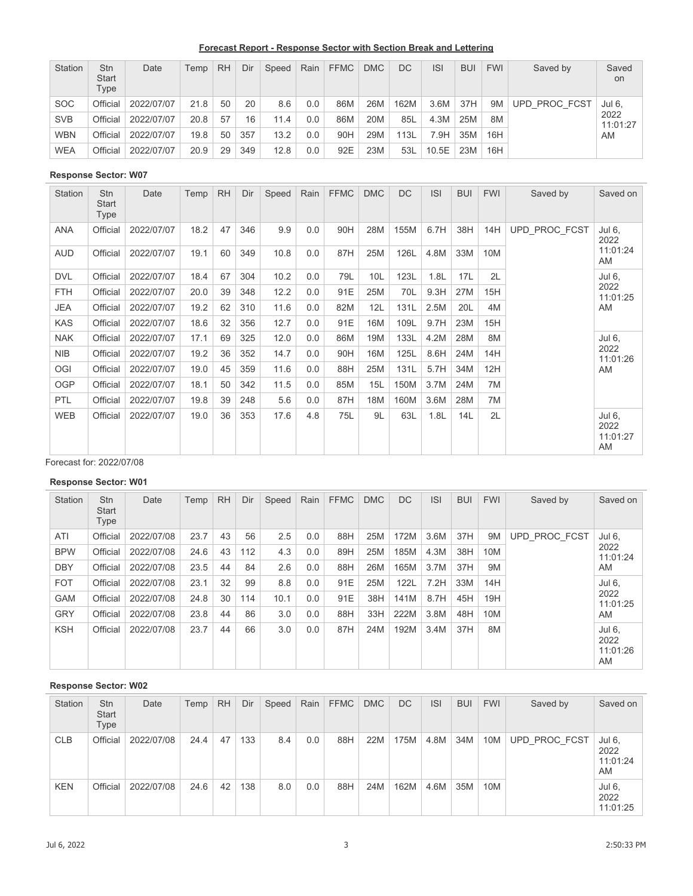**Forecast Report - Response Sector with Section Break and Lettering**

| Station | Stn Start Type | Date | Temp | RH | Dir | Speed | Rain | FFMC | DMC | DC | ISI | BUI | FWI | Saved by | Saved on |
|---|---|---|---|---|---|---|---|---|---|---|---|---|---|---|---|
| SOC | Official | 2022/07/07 | 21.8 | 50 | 20 | 8.6 | 0.0 | 86M | 26M | 162M | 3.6M | 37H | 9M | UPD_PROC_FCST | Jul 6, 2022 11:01:27 AM |
| SVB | Official | 2022/07/07 | 20.8 | 57 | 16 | 11.4 | 0.0 | 86M | 20M | 85L | 4.3M | 25M | 8M | | |
| WBN | Official | 2022/07/07 | 19.8 | 50 | 357 | 13.2 | 0.0 | 90H | 29M | 113L | 7.9H | 35M | 16H | | |
| WEA | Official | 2022/07/07 | 20.9 | 29 | 349 | 12.8 | 0.0 | 92E | 23M | 53L | 10.5E | 23M | 16H | | |

### Response Sector: W07

| Station | Stn Start Type | Date | Temp | RH | Dir | Speed | Rain | FFMC | DMC | DC | ISI | BUI | FWI | Saved by | Saved on |
|---|---|---|---|---|---|---|---|---|---|---|---|---|---|---|---|
| ANA | Official | 2022/07/07 | 18.2 | 47 | 346 | 9.9 | 0.0 | 90H | 28M | 155M | 6.7H | 38H | 14H | UPD_PROC_FCST | Jul 6, 2022 11:01:24 AM |
| AUD | Official | 2022/07/07 | 19.1 | 60 | 349 | 10.8 | 0.0 | 87H | 25M | 126L | 4.8M | 33M | 10M | | |
| DVL | Official | 2022/07/07 | 18.4 | 67 | 304 | 10.2 | 0.0 | 79L | 10L | 123L | 1.8L | 17L | 2L | | Jul 6, 2022 11:01:25 AM |
| FTH | Official | 2022/07/07 | 20.0 | 39 | 348 | 12.2 | 0.0 | 91E | 25M | 70L | 9.3H | 27M | 15H | | |
| JEA | Official | 2022/07/07 | 19.2 | 62 | 310 | 11.6 | 0.0 | 82M | 12L | 131L | 2.5M | 20L | 4M | | |
| KAS | Official | 2022/07/07 | 18.6 | 32 | 356 | 12.7 | 0.0 | 91E | 16M | 109L | 9.7H | 23M | 15H | | |
| NAK | Official | 2022/07/07 | 17.1 | 69 | 325 | 12.0 | 0.0 | 86M | 19M | 133L | 4.2M | 28M | 8M | | Jul 6, 2022 11:01:26 AM |
| NIB | Official | 2022/07/07 | 19.2 | 36 | 352 | 14.7 | 0.0 | 90H | 16M | 125L | 8.6H | 24M | 14H | | |
| OGI | Official | 2022/07/07 | 19.0 | 45 | 359 | 11.6 | 0.0 | 88H | 25M | 131L | 5.7H | 34M | 12H | | |
| OGP | Official | 2022/07/07 | 18.1 | 50 | 342 | 11.5 | 0.0 | 85M | 15L | 150M | 3.7M | 24M | 7M | | |
| PTL | Official | 2022/07/07 | 19.8 | 39 | 248 | 5.6 | 0.0 | 87H | 18M | 160M | 3.6M | 28M | 7M | | |
| WEB | Official | 2022/07/07 | 19.0 | 36 | 353 | 17.6 | 4.8 | 75L | 9L | 63L | 1.8L | 14L | 2L | | Jul 6, 2022 11:01:27 AM |

Forecast for: 2022/07/08

### Response Sector: W01

| Station | Stn Start Type | Date | Temp | RH | Dir | Speed | Rain | FFMC | DMC | DC | ISI | BUI | FWI | Saved by | Saved on |
|---|---|---|---|---|---|---|---|---|---|---|---|---|---|---|---|
| ATI | Official | 2022/07/08 | 23.7 | 43 | 56 | 2.5 | 0.0 | 88H | 25M | 172M | 3.6M | 37H | 9M | UPD_PROC_FCST | Jul 6, 2022 11:01:24 AM |
| BPW | Official | 2022/07/08 | 24.6 | 43 | 112 | 4.3 | 0.0 | 89H | 25M | 185M | 4.3M | 38H | 10M | | |
| DBY | Official | 2022/07/08 | 23.5 | 44 | 84 | 2.6 | 0.0 | 88H | 26M | 165M | 3.7M | 37H | 9M | | |
| FOT | Official | 2022/07/08 | 23.1 | 32 | 99 | 8.8 | 0.0 | 91E | 25M | 122L | 7.2H | 33M | 14H | | Jul 6, 2022 11:01:25 AM |
| GAM | Official | 2022/07/08 | 24.8 | 30 | 114 | 10.1 | 0.0 | 91E | 38H | 141M | 8.7H | 45H | 19H | | |
| GRY | Official | 2022/07/08 | 23.8 | 44 | 86 | 3.0 | 0.0 | 88H | 33H | 222M | 3.8M | 48H | 10M | | |
| KSH | Official | 2022/07/08 | 23.7 | 44 | 66 | 3.0 | 0.0 | 87H | 24M | 192M | 3.4M | 37H | 8M | | Jul 6, 2022 11:01:26 AM |

### Response Sector: W02

| Station | Stn Start Type | Date | Temp | RH | Dir | Speed | Rain | FFMC | DMC | DC | ISI | BUI | FWI | Saved by | Saved on |
|---|---|---|---|---|---|---|---|---|---|---|---|---|---|---|---|
| CLB | Official | 2022/07/08 | 24.4 | 47 | 133 | 8.4 | 0.0 | 88H | 22M | 175M | 4.8M | 34M | 10M | UPD_PROC_FCST | Jul 6, 2022 11:01:24 AM |
| KEN | Official | 2022/07/08 | 24.6 | 42 | 138 | 8.0 | 0.0 | 88H | 24M | 162M | 4.6M | 35M | 10M | | Jul 6, 2022 11:01:25 |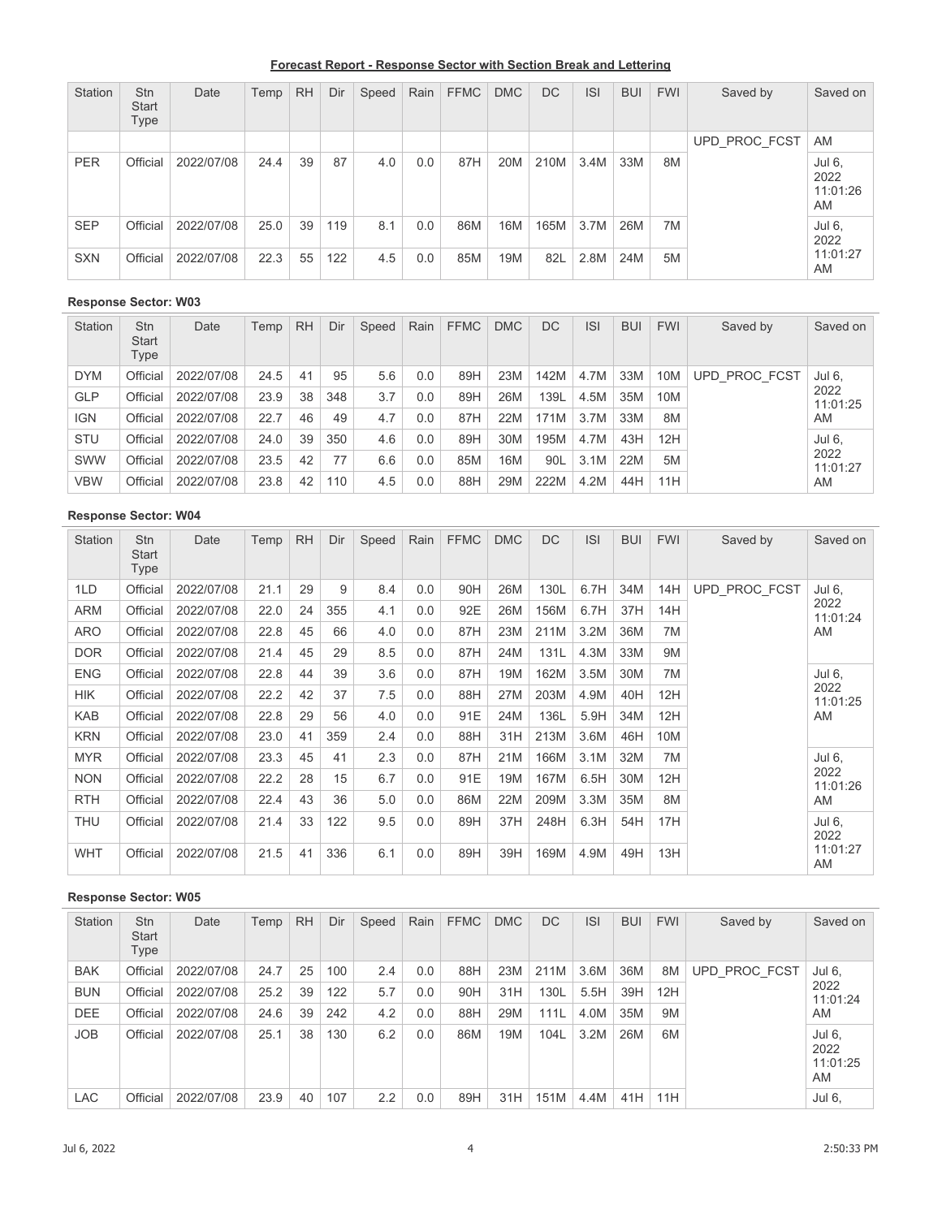**Forecast Report - Response Sector with Section Break and Lettering**

| Station | Stn Start Type | Date | Temp | RH | Dir | Speed | Rain | FFMC | DMC | DC | ISI | BUI | FWI | Saved by | Saved on |
|---|---|---|---|---|---|---|---|---|---|---|---|---|---|---|---|
| | | | | | | | | | | | | | | UPD_PROC_FCST | AM |
| PER | Official | 2022/07/08 | 24.4 | 39 | 87 | 4.0 | 0.0 | 87H | 20M | 210M | 3.4M | 33M | 8M | | Jul 6, 2022 11:01:26 AM |
| SEP | Official | 2022/07/08 | 25.0 | 39 | 119 | 8.1 | 0.0 | 86M | 16M | 165M | 3.7M | 26M | 7M | | Jul 6, 2022 11:01:27 AM |
| SXN | Official | 2022/07/08 | 22.3 | 55 | 122 | 4.5 | 0.0 | 85M | 19M | 82L | 2.8M | 24M | 5M | | |

**Response Sector: W03**

| Station | Stn Start Type | Date | Temp | RH | Dir | Speed | Rain | FFMC | DMC | DC | ISI | BUI | FWI | Saved by | Saved on |
|---|---|---|---|---|---|---|---|---|---|---|---|---|---|---|---|
| DYM | Official | 2022/07/08 | 24.5 | 41 | 95 | 5.6 | 0.0 | 89H | 23M | 142M | 4.7M | 33M | 10M | UPD_PROC_FCST | Jul 6, 2022 11:01:25 AM |
| GLP | Official | 2022/07/08 | 23.9 | 38 | 348 | 3.7 | 0.0 | 89H | 26M | 139L | 4.5M | 35M | 10M | | |
| IGN | Official | 2022/07/08 | 22.7 | 46 | 49 | 4.7 | 0.0 | 87H | 22M | 171M | 3.7M | 33M | 8M | | |
| STU | Official | 2022/07/08 | 24.0 | 39 | 350 | 4.6 | 0.0 | 89H | 30M | 195M | 4.7M | 43H | 12H | | Jul 6, 2022 11:01:27 AM |
| SWW | Official | 2022/07/08 | 23.5 | 42 | 77 | 6.6 | 0.0 | 85M | 16M | 90L | 3.1M | 22M | 5M | | |
| VBW | Official | 2022/07/08 | 23.8 | 42 | 110 | 4.5 | 0.0 | 88H | 29M | 222M | 4.2M | 44H | 11H | | |

**Response Sector: W04**

| Station | Stn Start Type | Date | Temp | RH | Dir | Speed | Rain | FFMC | DMC | DC | ISI | BUI | FWI | Saved by | Saved on |
|---|---|---|---|---|---|---|---|---|---|---|---|---|---|---|---|
| 1LD | Official | 2022/07/08 | 21.1 | 29 | 9 | 8.4 | 0.0 | 90H | 26M | 130L | 6.7H | 34M | 14H | UPD_PROC_FCST | Jul 6, 2022 11:01:24 AM |
| ARM | Official | 2022/07/08 | 22.0 | 24 | 355 | 4.1 | 0.0 | 92E | 26M | 156M | 6.7H | 37H | 14H | | |
| ARO | Official | 2022/07/08 | 22.8 | 45 | 66 | 4.0 | 0.0 | 87H | 23M | 211M | 3.2M | 36M | 7M | | |
| DOR | Official | 2022/07/08 | 21.4 | 45 | 29 | 8.5 | 0.0 | 87H | 24M | 131L | 4.3M | 33M | 9M | | |
| ENG | Official | 2022/07/08 | 22.8 | 44 | 39 | 3.6 | 0.0 | 87H | 19M | 162M | 3.5M | 30M | 7M | | Jul 6, 2022 11:01:25 AM |
| HIK | Official | 2022/07/08 | 22.2 | 42 | 37 | 7.5 | 0.0 | 88H | 27M | 203M | 4.9M | 40H | 12H | | |
| KAB | Official | 2022/07/08 | 22.8 | 29 | 56 | 4.0 | 0.0 | 91E | 24M | 136L | 5.9H | 34M | 12H | | |
| KRN | Official | 2022/07/08 | 23.0 | 41 | 359 | 2.4 | 0.0 | 88H | 31H | 213M | 3.6M | 46H | 10M | | |
| MYR | Official | 2022/07/08 | 23.3 | 45 | 41 | 2.3 | 0.0 | 87H | 21M | 166M | 3.1M | 32M | 7M | | Jul 6, 2022 11:01:26 AM |
| NON | Official | 2022/07/08 | 22.2 | 28 | 15 | 6.7 | 0.0 | 91E | 19M | 167M | 6.5H | 30M | 12H | | |
| RTH | Official | 2022/07/08 | 22.4 | 43 | 36 | 5.0 | 0.0 | 86M | 22M | 209M | 3.3M | 35M | 8M | | |
| THU | Official | 2022/07/08 | 21.4 | 33 | 122 | 9.5 | 0.0 | 89H | 37H | 248H | 6.3H | 54H | 17H | | Jul 6, 2022 11:01:27 AM |
| WHT | Official | 2022/07/08 | 21.5 | 41 | 336 | 6.1 | 0.0 | 89H | 39H | 169M | 4.9M | 49H | 13H | | |

**Response Sector: W05**

| Station | Stn Start Type | Date | Temp | RH | Dir | Speed | Rain | FFMC | DMC | DC | ISI | BUI | FWI | Saved by | Saved on |
|---|---|---|---|---|---|---|---|---|---|---|---|---|---|---|---|
| BAK | Official | 2022/07/08 | 24.7 | 25 | 100 | 2.4 | 0.0 | 88H | 23M | 211M | 3.6M | 36M | 8M | UPD_PROC_FCST | Jul 6, 2022 11:01:24 AM |
| BUN | Official | 2022/07/08 | 25.2 | 39 | 122 | 5.7 | 0.0 | 90H | 31H | 130L | 5.5H | 39H | 12H | | |
| DEE | Official | 2022/07/08 | 24.6 | 39 | 242 | 4.2 | 0.0 | 88H | 29M | 111L | 4.0M | 35M | 9M | | |
| JOB | Official | 2022/07/08 | 25.1 | 38 | 130 | 6.2 | 0.0 | 86M | 19M | 104L | 3.2M | 26M | 6M | | Jul 6, 2022 11:01:25 AM |
| LAC | Official | 2022/07/08 | 23.9 | 40 | 107 | 2.2 | 0.0 | 89H | 31H | 151M | 4.4M | 41H | 11H | | Jul 6, |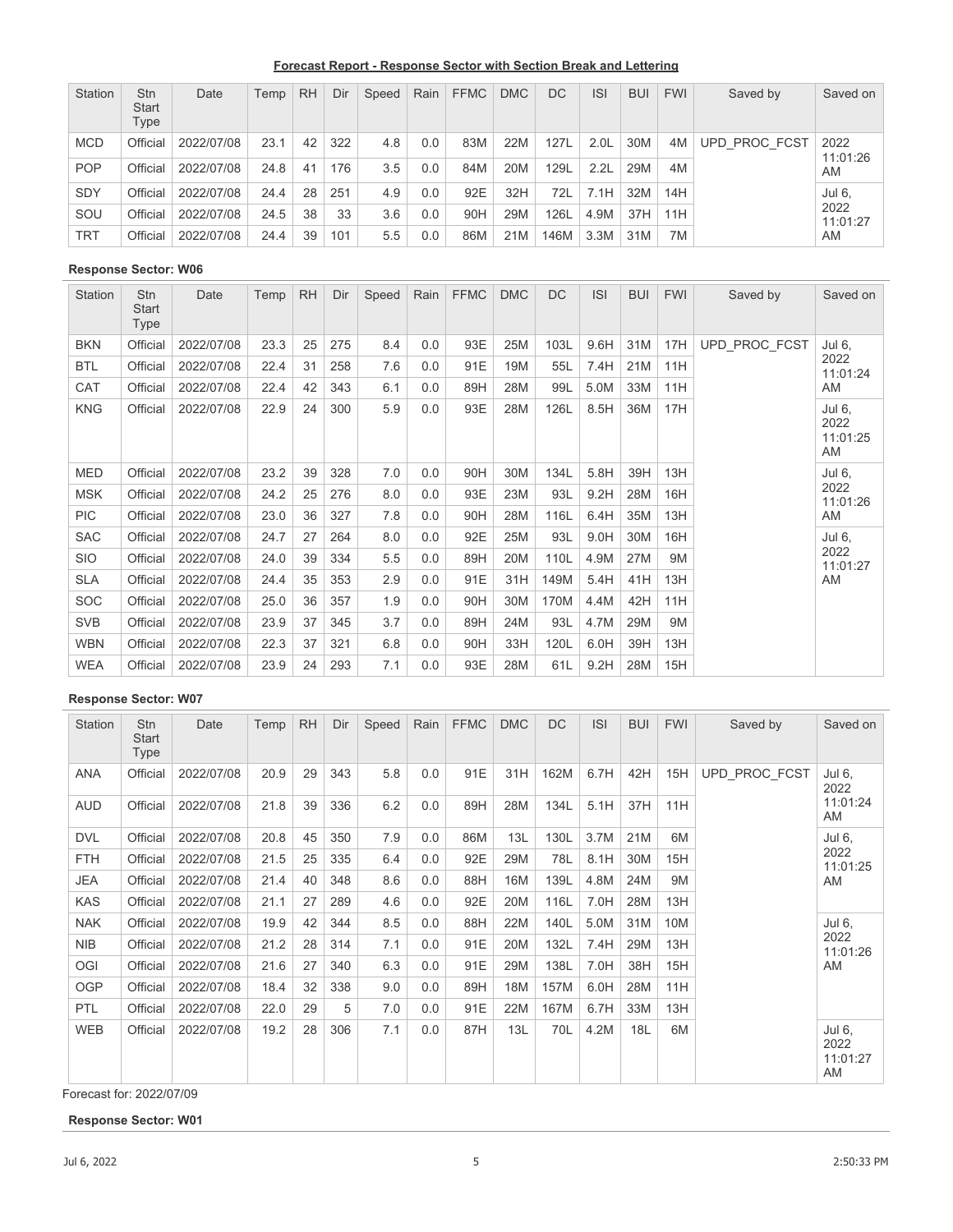**Forecast Report - Response Sector with Section Break and Lettering**

| Station | Stn Start Type | Date | Temp | RH | Dir | Speed | Rain | FFMC | DMC | DC | ISI | BUI | FWI | Saved by | Saved on |
|---|---|---|---|---|---|---|---|---|---|---|---|---|---|---|---|
| MCD | Official | 2022/07/08 | 23.1 | 42 | 322 | 4.8 | 0.0 | 83M | 22M | 127L | 2.0L | 30M | 4M | UPD_PROC_FCST | 2022 11:01:26 AM |
| POP | Official | 2022/07/08 | 24.8 | 41 | 176 | 3.5 | 0.0 | 84M | 20M | 129L | 2.2L | 29M | 4M | | |
| SDY | Official | 2022/07/08 | 24.4 | 28 | 251 | 4.9 | 0.0 | 92E | 32H | 72L | 7.1H | 32M | 14H | | Jul 6, 2022 11:01:27 AM |
| SOU | Official | 2022/07/08 | 24.5 | 38 | 33 | 3.6 | 0.0 | 90H | 29M | 126L | 4.9M | 37H | 11H | | |
| TRT | Official | 2022/07/08 | 24.4 | 39 | 101 | 5.5 | 0.0 | 86M | 21M | 146M | 3.3M | 31M | 7M | | |

**Response Sector: W06**

| Station | Stn Start Type | Date | Temp | RH | Dir | Speed | Rain | FFMC | DMC | DC | ISI | BUI | FWI | Saved by | Saved on |
|---|---|---|---|---|---|---|---|---|---|---|---|---|---|---|---|
| BKN | Official | 2022/07/08 | 23.3 | 25 | 275 | 8.4 | 0.0 | 93E | 25M | 103L | 9.6H | 31M | 17H | UPD_PROC_FCST | Jul 6, 2022 11:01:24 AM |
| BTL | Official | 2022/07/08 | 22.4 | 31 | 258 | 7.6 | 0.0 | 91E | 19M | 55L | 7.4H | 21M | 11H | | |
| CAT | Official | 2022/07/08 | 22.4 | 42 | 343 | 6.1 | 0.0 | 89H | 28M | 99L | 5.0M | 33M | 11H | | |
| KNG | Official | 2022/07/08 | 22.9 | 24 | 300 | 5.9 | 0.0 | 93E | 28M | 126L | 8.5H | 36M | 17H | | Jul 6, 2022 11:01:25 AM |
| MED | Official | 2022/07/08 | 23.2 | 39 | 328 | 7.0 | 0.0 | 90H | 30M | 134L | 5.8H | 39H | 13H | | Jul 6, 2022 11:01:26 AM |
| MSK | Official | 2022/07/08 | 24.2 | 25 | 276 | 8.0 | 0.0 | 93E | 23M | 93L | 9.2H | 28M | 16H | | |
| PIC | Official | 2022/07/08 | 23.0 | 36 | 327 | 7.8 | 0.0 | 90H | 28M | 116L | 6.4H | 35M | 13H | | |
| SAC | Official | 2022/07/08 | 24.7 | 27 | 264 | 8.0 | 0.0 | 92E | 25M | 93L | 9.0H | 30M | 16H | | Jul 6, 2022 11:01:27 AM |
| SIO | Official | 2022/07/08 | 24.0 | 39 | 334 | 5.5 | 0.0 | 89H | 20M | 110L | 4.9M | 27M | 9M | | |
| SLA | Official | 2022/07/08 | 24.4 | 35 | 353 | 2.9 | 0.0 | 91E | 31H | 149M | 5.4H | 41H | 13H | | |
| SOC | Official | 2022/07/08 | 25.0 | 36 | 357 | 1.9 | 0.0 | 90H | 30M | 170M | 4.4M | 42H | 11H | | |
| SVB | Official | 2022/07/08 | 23.9 | 37 | 345 | 3.7 | 0.0 | 89H | 24M | 93L | 4.7M | 29M | 9M | | |
| WBN | Official | 2022/07/08 | 22.3 | 37 | 321 | 6.8 | 0.0 | 90H | 33H | 120L | 6.0H | 39H | 13H | | |
| WEA | Official | 2022/07/08 | 23.9 | 24 | 293 | 7.1 | 0.0 | 93E | 28M | 61L | 9.2H | 28M | 15H | | |

**Response Sector: W07**

| Station | Stn Start Type | Date | Temp | RH | Dir | Speed | Rain | FFMC | DMC | DC | ISI | BUI | FWI | Saved by | Saved on |
|---|---|---|---|---|---|---|---|---|---|---|---|---|---|---|---|
| ANA | Official | 2022/07/08 | 20.9 | 29 | 343 | 5.8 | 0.0 | 91E | 31H | 162M | 6.7H | 42H | 15H | UPD_PROC_FCST | Jul 6, 2022 11:01:24 AM |
| AUD | Official | 2022/07/08 | 21.8 | 39 | 336 | 6.2 | 0.0 | 89H | 28M | 134L | 5.1H | 37H | 11H | | |
| DVL | Official | 2022/07/08 | 20.8 | 45 | 350 | 7.9 | 0.0 | 86M | 13L | 130L | 3.7M | 21M | 6M | | Jul 6, 2022 11:01:25 AM |
| FTH | Official | 2022/07/08 | 21.5 | 25 | 335 | 6.4 | 0.0 | 92E | 29M | 78L | 8.1H | 30M | 15H | | |
| JEA | Official | 2022/07/08 | 21.4 | 40 | 348 | 8.6 | 0.0 | 88H | 16M | 139L | 4.8M | 24M | 9M | | |
| KAS | Official | 2022/07/08 | 21.1 | 27 | 289 | 4.6 | 0.0 | 92E | 20M | 116L | 7.0H | 28M | 13H | | |
| NAK | Official | 2022/07/08 | 19.9 | 42 | 344 | 8.5 | 0.0 | 88H | 22M | 140L | 5.0M | 31M | 10M | | Jul 6, 2022 11:01:26 AM |
| NIB | Official | 2022/07/08 | 21.2 | 28 | 314 | 7.1 | 0.0 | 91E | 20M | 132L | 7.4H | 29M | 13H | | |
| OGI | Official | 2022/07/08 | 21.6 | 27 | 340 | 6.3 | 0.0 | 91E | 29M | 138L | 7.0H | 38H | 15H | | |
| OGP | Official | 2022/07/08 | 18.4 | 32 | 338 | 9.0 | 0.0 | 89H | 18M | 157M | 6.0H | 28M | 11H | | |
| PTL | Official | 2022/07/08 | 22.0 | 29 | 5 | 7.0 | 0.0 | 91E | 22M | 167M | 6.7H | 33M | 13H | | |
| WEB | Official | 2022/07/08 | 19.2 | 28 | 306 | 7.1 | 0.0 | 87H | 13L | 70L | 4.2M | 18L | 6M | | Jul 6, 2022 11:01:27 AM |

Forecast for: 2022/07/09

**Response Sector: W01**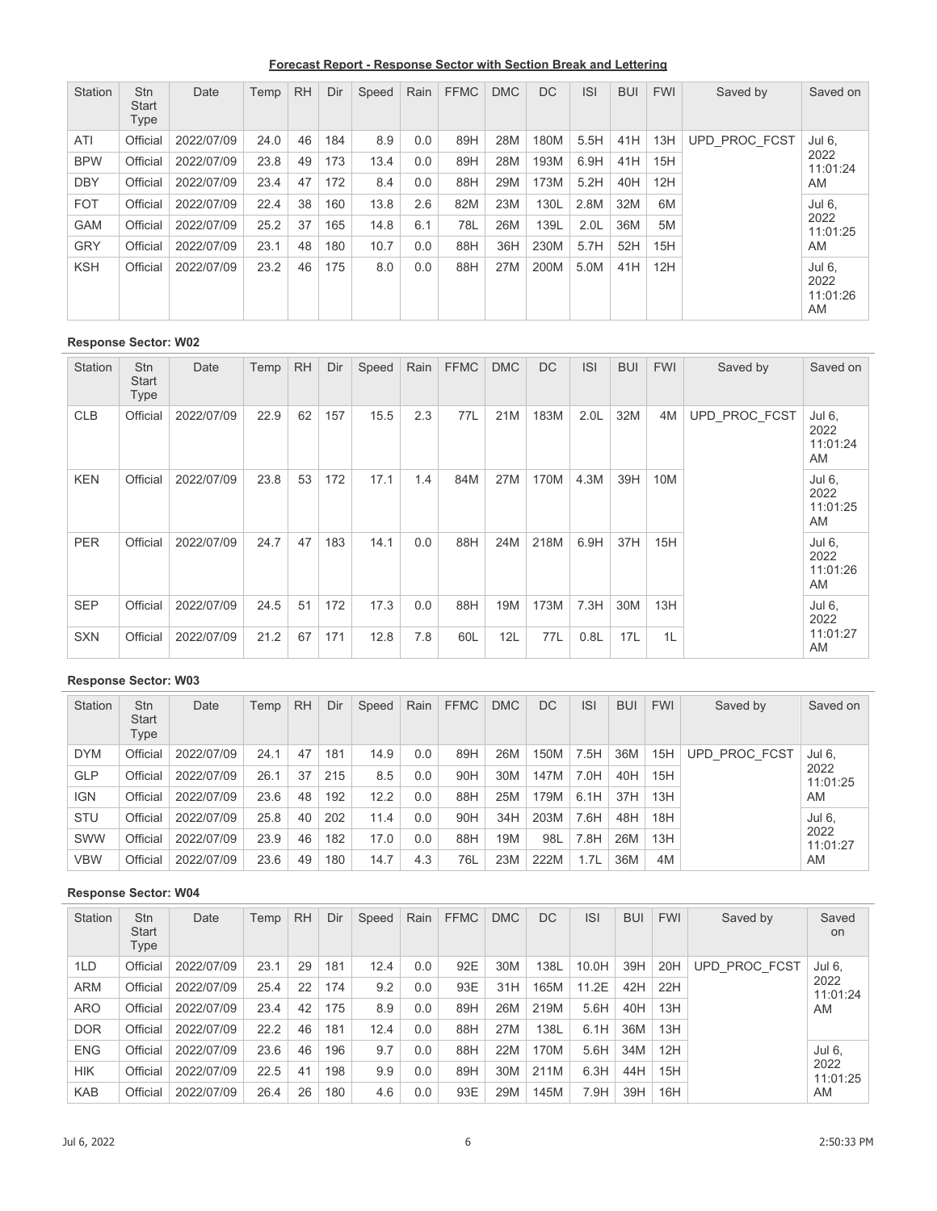**Forecast Report - Response Sector with Section Break and Lettering**

| Station | Stn Start Type | Date | Temp | RH | Dir | Speed | Rain | FFMC | DMC | DC | ISI | BUI | FWI | Saved by | Saved on |
|---|---|---|---|---|---|---|---|---|---|---|---|---|---|---|---|
| ATI | Official | 2022/07/09 | 24.0 | 46 | 184 | 8.9 | 0.0 | 89H | 28M | 180M | 5.5H | 41H | 13H | UPD_PROC_FCST | Jul 6, 2022 11:01:24 AM |
| BPW | Official | 2022/07/09 | 23.8 | 49 | 173 | 13.4 | 0.0 | 89H | 28M | 193M | 6.9H | 41H | 15H | | |
| DBY | Official | 2022/07/09 | 23.4 | 47 | 172 | 8.4 | 0.0 | 88H | 29M | 173M | 5.2H | 40H | 12H | | |
| FOT | Official | 2022/07/09 | 22.4 | 38 | 160 | 13.8 | 2.6 | 82M | 23M | 130L | 2.8M | 32M | 6M | | Jul 6, 2022 11:01:25 AM |
| GAM | Official | 2022/07/09 | 25.2 | 37 | 165 | 14.8 | 6.1 | 78L | 26M | 139L | 2.0L | 36M | 5M | | |
| GRY | Official | 2022/07/09 | 23.1 | 48 | 180 | 10.7 | 0.0 | 88H | 36H | 230M | 5.7H | 52H | 15H | | |
| KSH | Official | 2022/07/09 | 23.2 | 46 | 175 | 8.0 | 0.0 | 88H | 27M | 200M | 5.0M | 41H | 12H | | Jul 6, 2022 11:01:26 AM |

**Response Sector: W02**

| Station | Stn Start Type | Date | Temp | RH | Dir | Speed | Rain | FFMC | DMC | DC | ISI | BUI | FWI | Saved by | Saved on |
|---|---|---|---|---|---|---|---|---|---|---|---|---|---|---|---|
| CLB | Official | 2022/07/09 | 22.9 | 62 | 157 | 15.5 | 2.3 | 77L | 21M | 183M | 2.0L | 32M | 4M | UPD_PROC_FCST | Jul 6, 2022 11:01:24 AM |
| KEN | Official | 2022/07/09 | 23.8 | 53 | 172 | 17.1 | 1.4 | 84M | 27M | 170M | 4.3M | 39H | 10M | | Jul 6, 2022 11:01:25 AM |
| PER | Official | 2022/07/09 | 24.7 | 47 | 183 | 14.1 | 0.0 | 88H | 24M | 218M | 6.9H | 37H | 15H | | Jul 6, 2022 11:01:26 AM |
| SEP | Official | 2022/07/09 | 24.5 | 51 | 172 | 17.3 | 0.0 | 88H | 19M | 173M | 7.3H | 30M | 13H | | Jul 6, 2022 11:01:27 AM |
| SXN | Official | 2022/07/09 | 21.2 | 67 | 171 | 12.8 | 7.8 | 60L | 12L | 77L | 0.8L | 17L | 1L | | |

**Response Sector: W03**

| Station | Stn Start Type | Date | Temp | RH | Dir | Speed | Rain | FFMC | DMC | DC | ISI | BUI | FWI | Saved by | Saved on |
|---|---|---|---|---|---|---|---|---|---|---|---|---|---|---|---|
| DYM | Official | 2022/07/09 | 24.1 | 47 | 181 | 14.9 | 0.0 | 89H | 26M | 150M | 7.5H | 36M | 15H | UPD_PROC_FCST | Jul 6, 2022 11:01:25 AM |
| GLP | Official | 2022/07/09 | 26.1 | 37 | 215 | 8.5 | 0.0 | 90H | 30M | 147M | 7.0H | 40H | 15H | | |
| IGN | Official | 2022/07/09 | 23.6 | 48 | 192 | 12.2 | 0.0 | 88H | 25M | 179M | 6.1H | 37H | 13H | | |
| STU | Official | 2022/07/09 | 25.8 | 40 | 202 | 11.4 | 0.0 | 90H | 34H | 203M | 7.6H | 48H | 18H | | Jul 6, 2022 11:01:27 AM |
| SWW | Official | 2022/07/09 | 23.9 | 46 | 182 | 17.0 | 0.0 | 88H | 19M | 98L | 7.8H | 26M | 13H | | |
| VBW | Official | 2022/07/09 | 23.6 | 49 | 180 | 14.7 | 4.3 | 76L | 23M | 222M | 1.7L | 36M | 4M | | |

**Response Sector: W04**

| Station | Stn Start Type | Date | Temp | RH | Dir | Speed | Rain | FFMC | DMC | DC | ISI | BUI | FWI | Saved by | Saved on |
|---|---|---|---|---|---|---|---|---|---|---|---|---|---|---|---|
| 1LD | Official | 2022/07/09 | 23.1 | 29 | 181 | 12.4 | 0.0 | 92E | 30M | 138L | 10.0H | 39H | 20H | UPD_PROC_FCST | Jul 6, 2022 11:01:24 AM |
| ARM | Official | 2022/07/09 | 25.4 | 22 | 174 | 9.2 | 0.0 | 93E | 31H | 165M | 11.2E | 42H | 22H | | |
| ARO | Official | 2022/07/09 | 23.4 | 42 | 175 | 8.9 | 0.0 | 89H | 26M | 219M | 5.6H | 40H | 13H | | |
| DOR | Official | 2022/07/09 | 22.2 | 46 | 181 | 12.4 | 0.0 | 88H | 27M | 138L | 6.1H | 36M | 13H | | |
| ENG | Official | 2022/07/09 | 23.6 | 46 | 196 | 9.7 | 0.0 | 88H | 22M | 170M | 5.6H | 34M | 12H | | Jul 6, 2022 11:01:25 AM |
| HIK | Official | 2022/07/09 | 22.5 | 41 | 198 | 9.9 | 0.0 | 89H | 30M | 211M | 6.3H | 44H | 15H | | |
| KAB | Official | 2022/07/09 | 26.4 | 26 | 180 | 4.6 | 0.0 | 93E | 29M | 145M | 7.9H | 39H | 16H | | |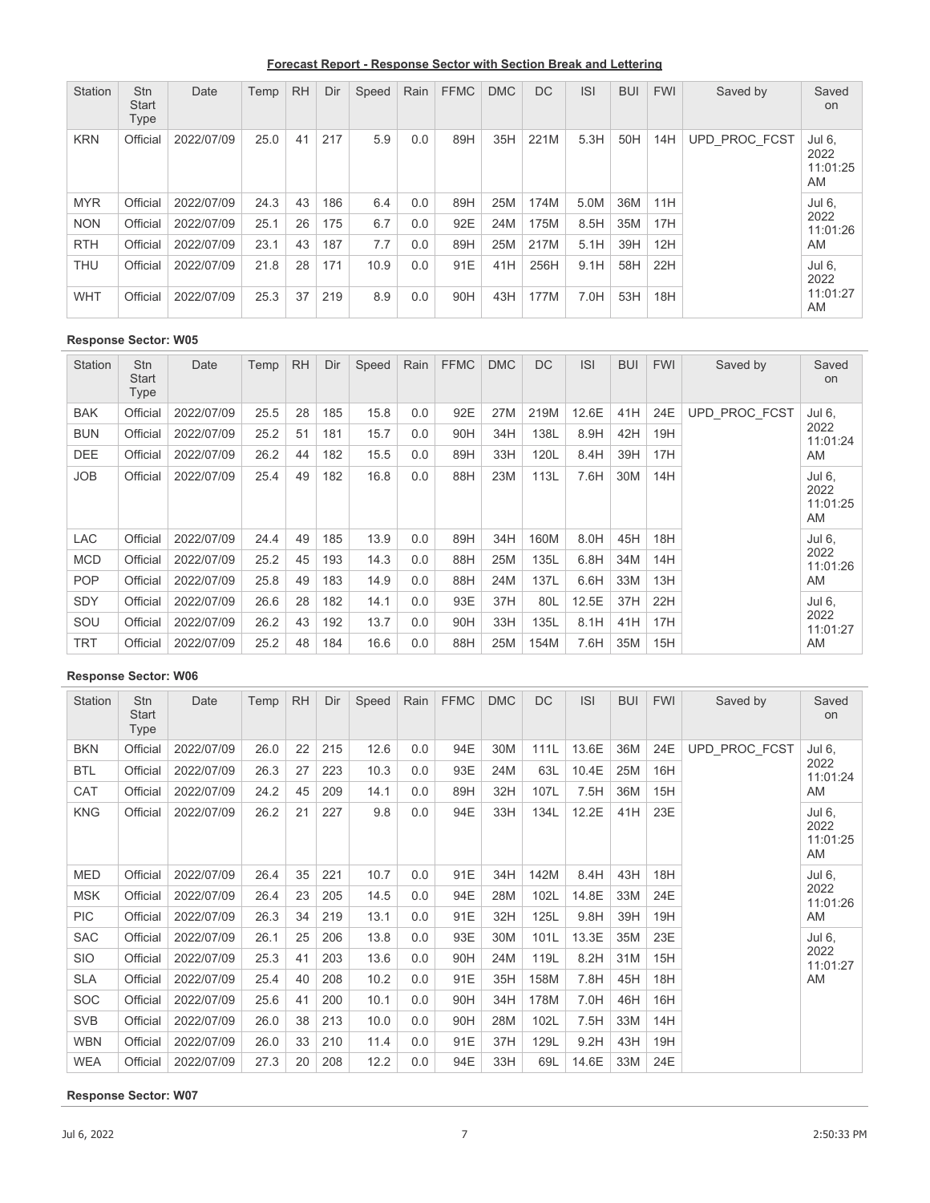**Forecast Report - Response Sector with Section Break and Lettering**

| Station | Stn Start Type | Date | Temp | RH | Dir | Speed | Rain | FFMC | DMC | DC | ISI | BUI | FWI | Saved by | Saved on |
|---|---|---|---|---|---|---|---|---|---|---|---|---|---|---|---|
| KRN | Official | 2022/07/09 | 25.0 | 41 | 217 | 5.9 | 0.0 | 89H | 35H | 221M | 5.3H | 50H | 14H | UPD_PROC_FCST | Jul 6, 2022 11:01:25 AM |
| MYR | Official | 2022/07/09 | 24.3 | 43 | 186 | 6.4 | 0.0 | 89H | 25M | 174M | 5.0M | 36M | 11H | | Jul 6, 2022 11:01:26 AM |
| NON | Official | 2022/07/09 | 25.1 | 26 | 175 | 6.7 | 0.0 | 92E | 24M | 175M | 8.5H | 35M | 17H | | |
| RTH | Official | 2022/07/09 | 23.1 | 43 | 187 | 7.7 | 0.0 | 89H | 25M | 217M | 5.1H | 39H | 12H | | |
| THU | Official | 2022/07/09 | 21.8 | 28 | 171 | 10.9 | 0.0 | 91E | 41H | 256H | 9.1H | 58H | 22H | | Jul 6, 2022 11:01:27 AM |
| WHT | Official | 2022/07/09 | 25.3 | 37 | 219 | 8.9 | 0.0 | 90H | 43H | 177M | 7.0H | 53H | 18H | | |

**Response Sector: W05**

| Station | Stn Start Type | Date | Temp | RH | Dir | Speed | Rain | FFMC | DMC | DC | ISI | BUI | FWI | Saved by | Saved on |
|---|---|---|---|---|---|---|---|---|---|---|---|---|---|---|---|
| BAK | Official | 2022/07/09 | 25.5 | 28 | 185 | 15.8 | 0.0 | 92E | 27M | 219M | 12.6E | 41H | 24E | UPD_PROC_FCST | Jul 6, 2022 11:01:24 AM |
| BUN | Official | 2022/07/09 | 25.2 | 51 | 181 | 15.7 | 0.0 | 90H | 34H | 138L | 8.9H | 42H | 19H | | |
| DEE | Official | 2022/07/09 | 26.2 | 44 | 182 | 15.5 | 0.0 | 89H | 33H | 120L | 8.4H | 39H | 17H | | |
| JOB | Official | 2022/07/09 | 25.4 | 49 | 182 | 16.8 | 0.0 | 88H | 23M | 113L | 7.6H | 30M | 14H | | Jul 6, 2022 11:01:25 AM |
| LAC | Official | 2022/07/09 | 24.4 | 49 | 185 | 13.9 | 0.0 | 89H | 34H | 160M | 8.0H | 45H | 18H | | Jul 6, 2022 11:01:26 AM |
| MCD | Official | 2022/07/09 | 25.2 | 45 | 193 | 14.3 | 0.0 | 88H | 25M | 135L | 6.8H | 34M | 14H | | |
| POP | Official | 2022/07/09 | 25.8 | 49 | 183 | 14.9 | 0.0 | 88H | 24M | 137L | 6.6H | 33M | 13H | | |
| SDY | Official | 2022/07/09 | 26.6 | 28 | 182 | 14.1 | 0.0 | 93E | 37H | 80L | 12.5E | 37H | 22H | | Jul 6, 2022 11:01:27 AM |
| SOU | Official | 2022/07/09 | 26.2 | 43 | 192 | 13.7 | 0.0 | 90H | 33H | 135L | 8.1H | 41H | 17H | | |
| TRT | Official | 2022/07/09 | 25.2 | 48 | 184 | 16.6 | 0.0 | 88H | 25M | 154M | 7.6H | 35M | 15H | | |

**Response Sector: W06**

| Station | Stn Start Type | Date | Temp | RH | Dir | Speed | Rain | FFMC | DMC | DC | ISI | BUI | FWI | Saved by | Saved on |
|---|---|---|---|---|---|---|---|---|---|---|---|---|---|---|---|
| BKN | Official | 2022/07/09 | 26.0 | 22 | 215 | 12.6 | 0.0 | 94E | 30M | 111L | 13.6E | 36M | 24E | UPD_PROC_FCST | Jul 6, 2022 11:01:24 AM |
| BTL | Official | 2022/07/09 | 26.3 | 27 | 223 | 10.3 | 0.0 | 93E | 24M | 63L | 10.4E | 25M | 16H | | |
| CAT | Official | 2022/07/09 | 24.2 | 45 | 209 | 14.1 | 0.0 | 89H | 32H | 107L | 7.5H | 36M | 15H | | |
| KNG | Official | 2022/07/09 | 26.2 | 21 | 227 | 9.8 | 0.0 | 94E | 33H | 134L | 12.2E | 41H | 23E | | Jul 6, 2022 11:01:25 AM |
| MED | Official | 2022/07/09 | 26.4 | 35 | 221 | 10.7 | 0.0 | 91E | 34H | 142M | 8.4H | 43H | 18H | | Jul 6, 2022 11:01:26 AM |
| MSK | Official | 2022/07/09 | 26.4 | 23 | 205 | 14.5 | 0.0 | 94E | 28M | 102L | 14.8E | 33M | 24E | | |
| PIC | Official | 2022/07/09 | 26.3 | 34 | 219 | 13.1 | 0.0 | 91E | 32H | 125L | 9.8H | 39H | 19H | | |
| SAC | Official | 2022/07/09 | 26.1 | 25 | 206 | 13.8 | 0.0 | 93E | 30M | 101L | 13.3E | 35M | 23E | | Jul 6, 2022 11:01:27 AM |
| SIO | Official | 2022/07/09 | 25.3 | 41 | 203 | 13.6 | 0.0 | 90H | 24M | 119L | 8.2H | 31M | 15H | | |
| SLA | Official | 2022/07/09 | 25.4 | 40 | 208 | 10.2 | 0.0 | 91E | 35H | 158M | 7.8H | 45H | 18H | | |
| SOC | Official | 2022/07/09 | 25.6 | 41 | 200 | 10.1 | 0.0 | 90H | 34H | 178M | 7.0H | 46H | 16H | | |
| SVB | Official | 2022/07/09 | 26.0 | 38 | 213 | 10.0 | 0.0 | 90H | 28M | 102L | 7.5H | 33M | 14H | | |
| WBN | Official | 2022/07/09 | 26.0 | 33 | 210 | 11.4 | 0.0 | 91E | 37H | 129L | 9.2H | 43H | 19H | | |
| WEA | Official | 2022/07/09 | 27.3 | 20 | 208 | 12.2 | 0.0 | 94E | 33H | 69L | 14.6E | 33M | 24E | | |

**Response Sector: W07**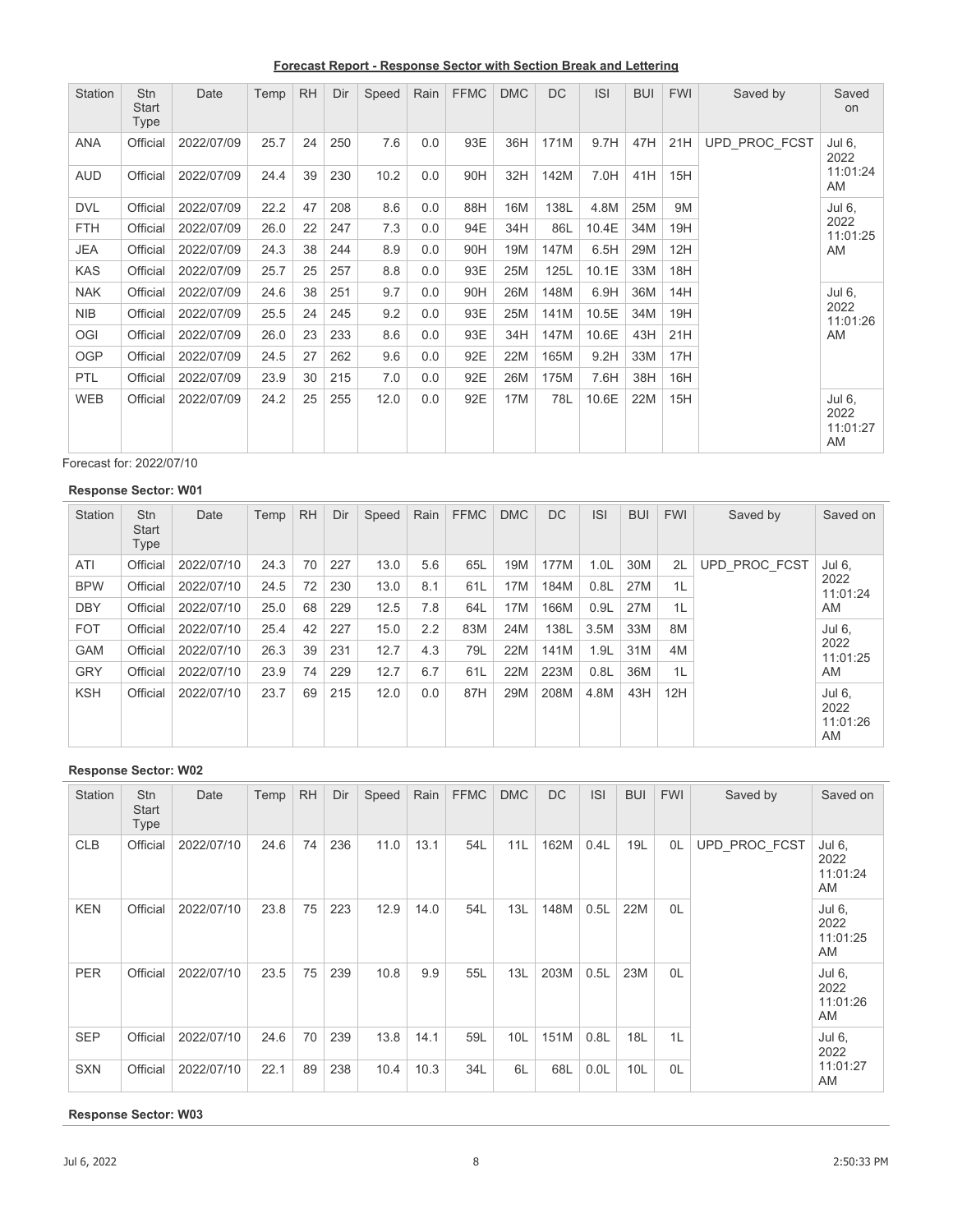**Forecast Report - Response Sector with Section Break and Lettering**

| Station | Stn Start Type | Date | Temp | RH | Dir | Speed | Rain | FFMC | DMC | DC | ISI | BUI | FWI | Saved by | Saved on |
|---|---|---|---|---|---|---|---|---|---|---|---|---|---|---|---|
| ANA | Official | 2022/07/09 | 25.7 | 24 | 250 | 7.6 | 0.0 | 93E | 36H | 171M | 9.7H | 47H | 21H | UPD_PROC_FCST | Jul 6, 2022 11:01:24 AM |
| AUD | Official | 2022/07/09 | 24.4 | 39 | 230 | 10.2 | 0.0 | 90H | 32H | 142M | 7.0H | 41H | 15H | | |
| DVL | Official | 2022/07/09 | 22.2 | 47 | 208 | 8.6 | 0.0 | 88H | 16M | 138L | 4.8M | 25M | 9M | | Jul 6, 2022 11:01:25 AM |
| FTH | Official | 2022/07/09 | 26.0 | 22 | 247 | 7.3 | 0.0 | 94E | 34H | 86L | 10.4E | 34M | 19H | | |
| JEA | Official | 2022/07/09 | 24.3 | 38 | 244 | 8.9 | 0.0 | 90H | 19M | 147M | 6.5H | 29M | 12H | | |
| KAS | Official | 2022/07/09 | 25.7 | 25 | 257 | 8.8 | 0.0 | 93E | 25M | 125L | 10.1E | 33M | 18H | | |
| NAK | Official | 2022/07/09 | 24.6 | 38 | 251 | 9.7 | 0.0 | 90H | 26M | 148M | 6.9H | 36M | 14H | | Jul 6, 2022 11:01:26 AM |
| NIB | Official | 2022/07/09 | 25.5 | 24 | 245 | 9.2 | 0.0 | 93E | 25M | 141M | 10.5E | 34M | 19H | | |
| OGI | Official | 2022/07/09 | 26.0 | 23 | 233 | 8.6 | 0.0 | 93E | 34H | 147M | 10.6E | 43H | 21H | | |
| OGP | Official | 2022/07/09 | 24.5 | 27 | 262 | 9.6 | 0.0 | 92E | 22M | 165M | 9.2H | 33M | 17H | | |
| PTL | Official | 2022/07/09 | 23.9 | 30 | 215 | 7.0 | 0.0 | 92E | 26M | 175M | 7.6H | 38H | 16H | | |
| WEB | Official | 2022/07/09 | 24.2 | 25 | 255 | 12.0 | 0.0 | 92E | 17M | 78L | 10.6E | 22M | 15H | | Jul 6, 2022 11:01:27 AM |

Forecast for: 2022/07/10

**Response Sector: W01**

| Station | Stn Start Type | Date | Temp | RH | Dir | Speed | Rain | FFMC | DMC | DC | ISI | BUI | FWI | Saved by | Saved on |
|---|---|---|---|---|---|---|---|---|---|---|---|---|---|---|---|
| ATI | Official | 2022/07/10 | 24.3 | 70 | 227 | 13.0 | 5.6 | 65L | 19M | 177M | 1.0L | 30M | 2L | UPD_PROC_FCST | Jul 6, 2022 11:01:24 AM |
| BPW | Official | 2022/07/10 | 24.5 | 72 | 230 | 13.0 | 8.1 | 61L | 17M | 184M | 0.8L | 27M | 1L | | |
| DBY | Official | 2022/07/10 | 25.0 | 68 | 229 | 12.5 | 7.8 | 64L | 17M | 166M | 0.9L | 27M | 1L | | |
| FOT | Official | 2022/07/10 | 25.4 | 42 | 227 | 15.0 | 2.2 | 83M | 24M | 138L | 3.5M | 33M | 8M | | Jul 6, 2022 11:01:25 AM |
| GAM | Official | 2022/07/10 | 26.3 | 39 | 231 | 12.7 | 4.3 | 79L | 22M | 141M | 1.9L | 31M | 4M | | |
| GRY | Official | 2022/07/10 | 23.9 | 74 | 229 | 12.7 | 6.7 | 61L | 22M | 223M | 0.8L | 36M | 1L | | |
| KSH | Official | 2022/07/10 | 23.7 | 69 | 215 | 12.0 | 0.0 | 87H | 29M | 208M | 4.8M | 43H | 12H | | Jul 6, 2022 11:01:26 AM |

**Response Sector: W02**

| Station | Stn Start Type | Date | Temp | RH | Dir | Speed | Rain | FFMC | DMC | DC | ISI | BUI | FWI | Saved by | Saved on |
|---|---|---|---|---|---|---|---|---|---|---|---|---|---|---|---|
| CLB | Official | 2022/07/10 | 24.6 | 74 | 236 | 11.0 | 13.1 | 54L | 11L | 162M | 0.4L | 19L | 0L | UPD_PROC_FCST | Jul 6, 2022 11:01:24 AM |
| KEN | Official | 2022/07/10 | 23.8 | 75 | 223 | 12.9 | 14.0 | 54L | 13L | 148M | 0.5L | 22M | 0L | | Jul 6, 2022 11:01:25 AM |
| PER | Official | 2022/07/10 | 23.5 | 75 | 239 | 10.8 | 9.9 | 55L | 13L | 203M | 0.5L | 23M | 0L | | Jul 6, 2022 11:01:26 AM |
| SEP | Official | 2022/07/10 | 24.6 | 70 | 239 | 13.8 | 14.1 | 59L | 10L | 151M | 0.8L | 18L | 1L | | Jul 6, 2022 11:01:27 AM |
| SXN | Official | 2022/07/10 | 22.1 | 89 | 238 | 10.4 | 10.3 | 34L | 6L | 68L | 0.0L | 10L | 0L | | |

**Response Sector: W03**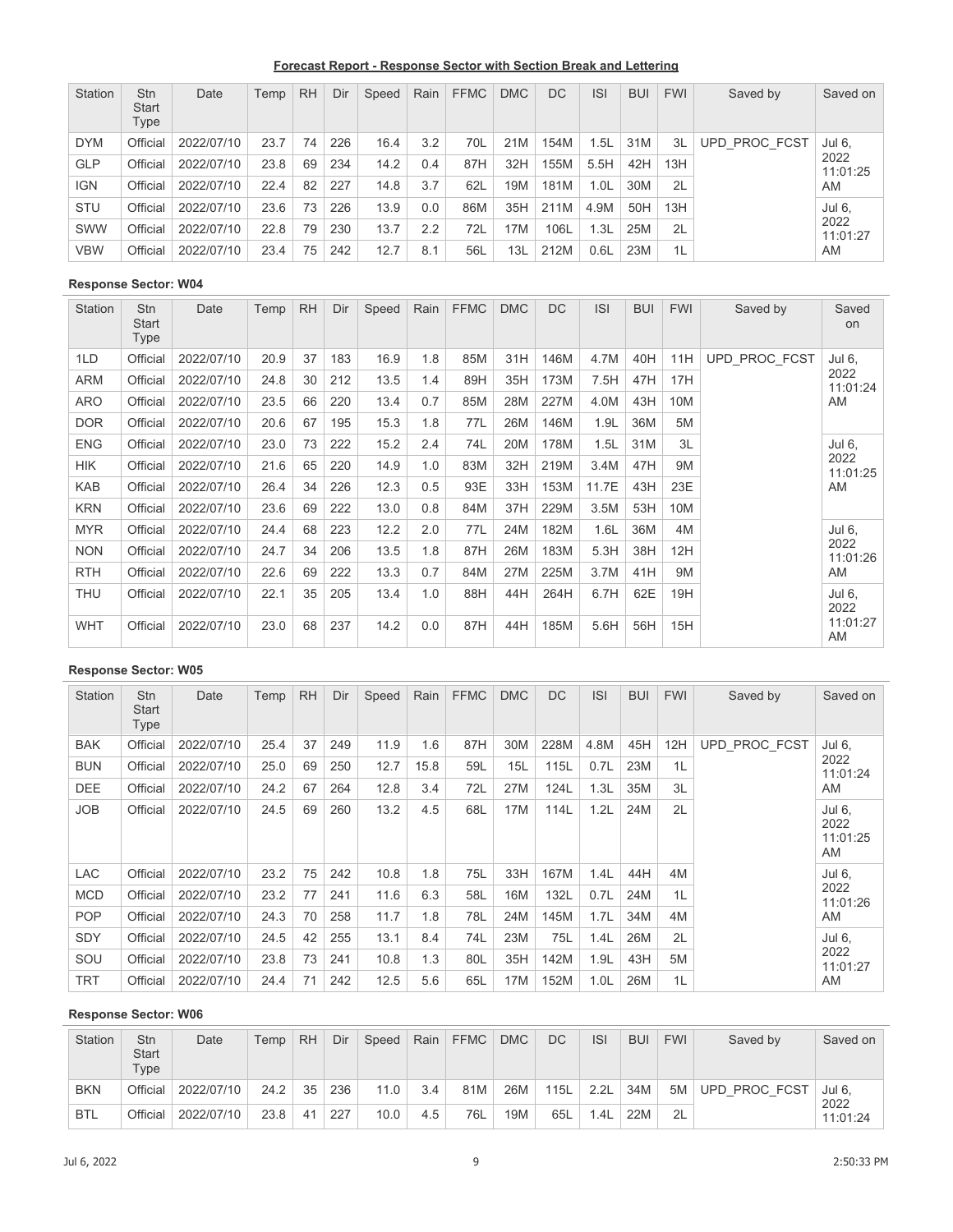**Forecast Report - Response Sector with Section Break and Lettering**

| Station | Stn Start Type | Date | Temp | RH | Dir | Speed | Rain | FFMC | DMC | DC | ISI | BUI | FWI | Saved by | Saved on |
|---|---|---|---|---|---|---|---|---|---|---|---|---|---|---|---|
| DYM | Official | 2022/07/10 | 23.7 | 74 | 226 | 16.4 | 3.2 | 70L | 21M | 154M | 1.5L | 31M | 3L | UPD_PROC_FCST | Jul 6, 2022 11:01:25 AM |
| GLP | Official | 2022/07/10 | 23.8 | 69 | 234 | 14.2 | 0.4 | 87H | 32H | 155M | 5.5H | 42H | 13H | | |
| IGN | Official | 2022/07/10 | 22.4 | 82 | 227 | 14.8 | 3.7 | 62L | 19M | 181M | 1.0L | 30M | 2L | | |
| STU | Official | 2022/07/10 | 23.6 | 73 | 226 | 13.9 | 0.0 | 86M | 35H | 211M | 4.9M | 50H | 13H | | Jul 6, 2022 11:01:27 AM |
| SWW | Official | 2022/07/10 | 22.8 | 79 | 230 | 13.7 | 2.2 | 72L | 17M | 106L | 1.3L | 25M | 2L | | |
| VBW | Official | 2022/07/10 | 23.4 | 75 | 242 | 12.7 | 8.1 | 56L | 13L | 212M | 0.6L | 23M | 1L | | |

**Response Sector: W04**

| Station | Stn Start Type | Date | Temp | RH | Dir | Speed | Rain | FFMC | DMC | DC | ISI | BUI | FWI | Saved by | Saved on |
|---|---|---|---|---|---|---|---|---|---|---|---|---|---|---|---|
| 1LD | Official | 2022/07/10 | 20.9 | 37 | 183 | 16.9 | 1.8 | 85M | 31H | 146M | 4.7M | 40H | 11H | UPD_PROC_FCST | Jul 6, 2022 11:01:24 AM |
| ARM | Official | 2022/07/10 | 24.8 | 30 | 212 | 13.5 | 1.4 | 89H | 35H | 173M | 7.5H | 47H | 17H | | |
| ARO | Official | 2022/07/10 | 23.5 | 66 | 220 | 13.4 | 0.7 | 85M | 28M | 227M | 4.0M | 43H | 10M | | |
| DOR | Official | 2022/07/10 | 20.6 | 67 | 195 | 15.3 | 1.8 | 77L | 26M | 146M | 1.9L | 36M | 5M | | |
| ENG | Official | 2022/07/10 | 23.0 | 73 | 222 | 15.2 | 2.4 | 74L | 20M | 178M | 1.5L | 31M | 3L | | Jul 6, 2022 11:01:25 AM |
| HIK | Official | 2022/07/10 | 21.6 | 65 | 220 | 14.9 | 1.0 | 83M | 32H | 219M | 3.4M | 47H | 9M | | |
| KAB | Official | 2022/07/10 | 26.4 | 34 | 226 | 12.3 | 0.5 | 93E | 33H | 153M | 11.7E | 43H | 23E | | |
| KRN | Official | 2022/07/10 | 23.6 | 69 | 222 | 13.0 | 0.8 | 84M | 37H | 229M | 3.5M | 53H | 10M | | |
| MYR | Official | 2022/07/10 | 24.4 | 68 | 223 | 12.2 | 2.0 | 77L | 24M | 182M | 1.6L | 36M | 4M | | Jul 6, 2022 11:01:26 AM |
| NON | Official | 2022/07/10 | 24.7 | 34 | 206 | 13.5 | 1.8 | 87H | 26M | 183M | 5.3H | 38H | 12H | | |
| RTH | Official | 2022/07/10 | 22.6 | 69 | 222 | 13.3 | 0.7 | 84M | 27M | 225M | 3.7M | 41H | 9M | | |
| THU | Official | 2022/07/10 | 22.1 | 35 | 205 | 13.4 | 1.0 | 88H | 44H | 264H | 6.7H | 62E | 19H | | Jul 6, 2022 11:01:27 AM |
| WHT | Official | 2022/07/10 | 23.0 | 68 | 237 | 14.2 | 0.0 | 87H | 44H | 185M | 5.6H | 56H | 15H | | |

**Response Sector: W05**

| Station | Stn Start Type | Date | Temp | RH | Dir | Speed | Rain | FFMC | DMC | DC | ISI | BUI | FWI | Saved by | Saved on |
|---|---|---|---|---|---|---|---|---|---|---|---|---|---|---|---|
| BAK | Official | 2022/07/10 | 25.4 | 37 | 249 | 11.9 | 1.6 | 87H | 30M | 228M | 4.8M | 45H | 12H | UPD_PROC_FCST | Jul 6, 2022 11:01:24 AM |
| BUN | Official | 2022/07/10 | 25.0 | 69 | 250 | 12.7 | 15.8 | 59L | 15L | 115L | 0.7L | 23M | 1L | | |
| DEE | Official | 2022/07/10 | 24.2 | 67 | 264 | 12.8 | 3.4 | 72L | 27M | 124L | 1.3L | 35M | 3L | | |
| JOB | Official | 2022/07/10 | 24.5 | 69 | 260 | 13.2 | 4.5 | 68L | 17M | 114L | 1.2L | 24M | 2L | | Jul 6, 2022 11:01:25 AM |
| LAC | Official | 2022/07/10 | 23.2 | 75 | 242 | 10.8 | 1.8 | 75L | 33H | 167M | 1.4L | 44H | 4M | | Jul 6, 2022 11:01:26 AM |
| MCD | Official | 2022/07/10 | 23.2 | 77 | 241 | 11.6 | 6.3 | 58L | 16M | 132L | 0.7L | 24M | 1L | | |
| POP | Official | 2022/07/10 | 24.3 | 70 | 258 | 11.7 | 1.8 | 78L | 24M | 145M | 1.7L | 34M | 4M | | |
| SDY | Official | 2022/07/10 | 24.5 | 42 | 255 | 13.1 | 8.4 | 74L | 23M | 75L | 1.4L | 26M | 2L | | Jul 6, 2022 11:01:27 AM |
| SOU | Official | 2022/07/10 | 23.8 | 73 | 241 | 10.8 | 1.3 | 80L | 35H | 142M | 1.9L | 43H | 5M | | |
| TRT | Official | 2022/07/10 | 24.4 | 71 | 242 | 12.5 | 5.6 | 65L | 17M | 152M | 1.0L | 26M | 1L | | |

**Response Sector: W06**

| Station | Stn Start Type | Date | Temp | RH | Dir | Speed | Rain | FFMC | DMC | DC | ISI | BUI | FWI | Saved by | Saved on |
|---|---|---|---|---|---|---|---|---|---|---|---|---|---|---|---|
| BKN | Official | 2022/07/10 | 24.2 | 35 | 236 | 11.0 | 3.4 | 81M | 26M | 115L | 2.2L | 34M | 5M | UPD_PROC_FCST | Jul 6, 2022 11:01:24 |
| BTL | Official | 2022/07/10 | 23.8 | 41 | 227 | 10.0 | 4.5 | 76L | 19M | 65L | 1.4L | 22M | 2L | | |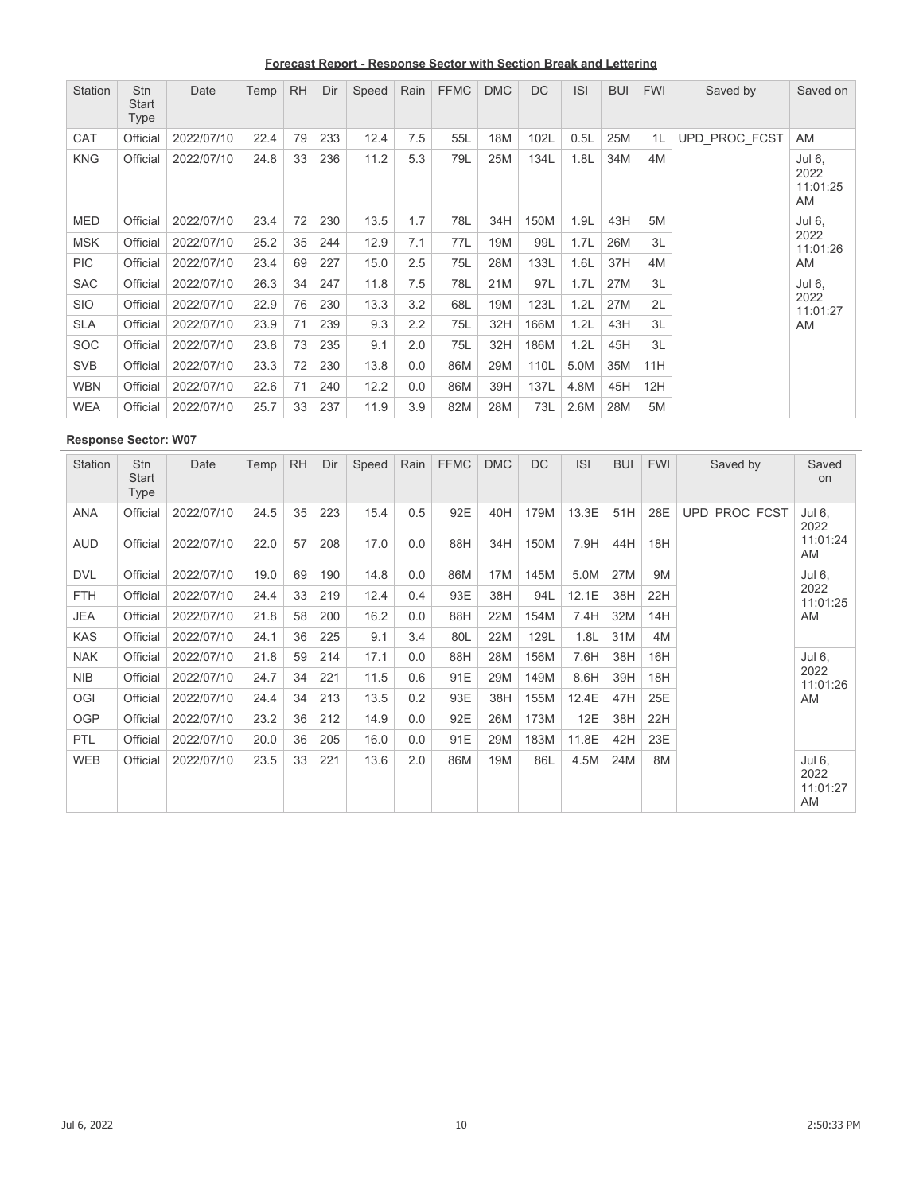**Forecast Report - Response Sector with Section Break and Lettering**

| Station | Stn Start Type | Date | Temp | RH | Dir | Speed | Rain | FFMC | DMC | DC | ISI | BUI | FWI | Saved by | Saved on |
|---|---|---|---|---|---|---|---|---|---|---|---|---|---|---|---|
| CAT | Official | 2022/07/10 | 22.4 | 79 | 233 | 12.4 | 7.5 | 55L | 18M | 102L | 0.5L | 25M | 1L | UPD_PROC_FCST | AM |
| KNG | Official | 2022/07/10 | 24.8 | 33 | 236 | 11.2 | 5.3 | 79L | 25M | 134L | 1.8L | 34M | 4M | | Jul 6, 2022 11:01:25 AM |
| MED | Official | 2022/07/10 | 23.4 | 72 | 230 | 13.5 | 1.7 | 78L | 34H | 150M | 1.9L | 43H | 5M | | Jul 6, 2022 11:01:26 AM |
| MSK | Official | 2022/07/10 | 25.2 | 35 | 244 | 12.9 | 7.1 | 77L | 19M | 99L | 1.7L | 26M | 3L | | |
| PIC | Official | 2022/07/10 | 23.4 | 69 | 227 | 15.0 | 2.5 | 75L | 28M | 133L | 1.6L | 37H | 4M | | |
| SAC | Official | 2022/07/10 | 26.3 | 34 | 247 | 11.8 | 7.5 | 78L | 21M | 97L | 1.7L | 27M | 3L | | Jul 6, 2022 11:01:27 AM |
| SIO | Official | 2022/07/10 | 22.9 | 76 | 230 | 13.3 | 3.2 | 68L | 19M | 123L | 1.2L | 27M | 2L | | |
| SLA | Official | 2022/07/10 | 23.9 | 71 | 239 | 9.3 | 2.2 | 75L | 32H | 166M | 1.2L | 43H | 3L | | |
| SOC | Official | 2022/07/10 | 23.8 | 73 | 235 | 9.1 | 2.0 | 75L | 32H | 186M | 1.2L | 45H | 3L | | |
| SVB | Official | 2022/07/10 | 23.3 | 72 | 230 | 13.8 | 0.0 | 86M | 29M | 110L | 5.0M | 35M | 11H | | |
| WBN | Official | 2022/07/10 | 22.6 | 71 | 240 | 12.2 | 0.0 | 86M | 39H | 137L | 4.8M | 45H | 12H | | |
| WEA | Official | 2022/07/10 | 25.7 | 33 | 237 | 11.9 | 3.9 | 82M | 28M | 73L | 2.6M | 28M | 5M | | |

**Response Sector: W07**

| Station | Stn Start Type | Date | Temp | RH | Dir | Speed | Rain | FFMC | DMC | DC | ISI | BUI | FWI | Saved by | Saved on |
|---|---|---|---|---|---|---|---|---|---|---|---|---|---|---|---|
| ANA | Official | 2022/07/10 | 24.5 | 35 | 223 | 15.4 | 0.5 | 92E | 40H | 179M | 13.3E | 51H | 28E | UPD_PROC_FCST | Jul 6, 2022 11:01:24 AM |
| AUD | Official | 2022/07/10 | 22.0 | 57 | 208 | 17.0 | 0.0 | 88H | 34H | 150M | 7.9H | 44H | 18H | | |
| DVL | Official | 2022/07/10 | 19.0 | 69 | 190 | 14.8 | 0.0 | 86M | 17M | 145M | 5.0M | 27M | 9M | | Jul 6, 2022 11:01:25 AM |
| FTH | Official | 2022/07/10 | 24.4 | 33 | 219 | 12.4 | 0.4 | 93E | 38H | 94L | 12.1E | 38H | 22H | | |
| JEA | Official | 2022/07/10 | 21.8 | 58 | 200 | 16.2 | 0.0 | 88H | 22M | 154M | 7.4H | 32M | 14H | | |
| KAS | Official | 2022/07/10 | 24.1 | 36 | 225 | 9.1 | 3.4 | 80L | 22M | 129L | 1.8L | 31M | 4M | | |
| NAK | Official | 2022/07/10 | 21.8 | 59 | 214 | 17.1 | 0.0 | 88H | 28M | 156M | 7.6H | 38H | 16H | | Jul 6, 2022 11:01:26 AM |
| NIB | Official | 2022/07/10 | 24.7 | 34 | 221 | 11.5 | 0.6 | 91E | 29M | 149M | 8.6H | 39H | 18H | | |
| OGI | Official | 2022/07/10 | 24.4 | 34 | 213 | 13.5 | 0.2 | 93E | 38H | 155M | 12.4E | 47H | 25E | | |
| OGP | Official | 2022/07/10 | 23.2 | 36 | 212 | 14.9 | 0.0 | 92E | 26M | 173M | 12E | 38H | 22H | | |
| PTL | Official | 2022/07/10 | 20.0 | 36 | 205 | 16.0 | 0.0 | 91E | 29M | 183M | 11.8E | 42H | 23E | | |
| WEB | Official | 2022/07/10 | 23.5 | 33 | 221 | 13.6 | 2.0 | 86M | 19M | 86L | 4.5M | 24M | 8M | | Jul 6, 2022 11:01:27 AM |